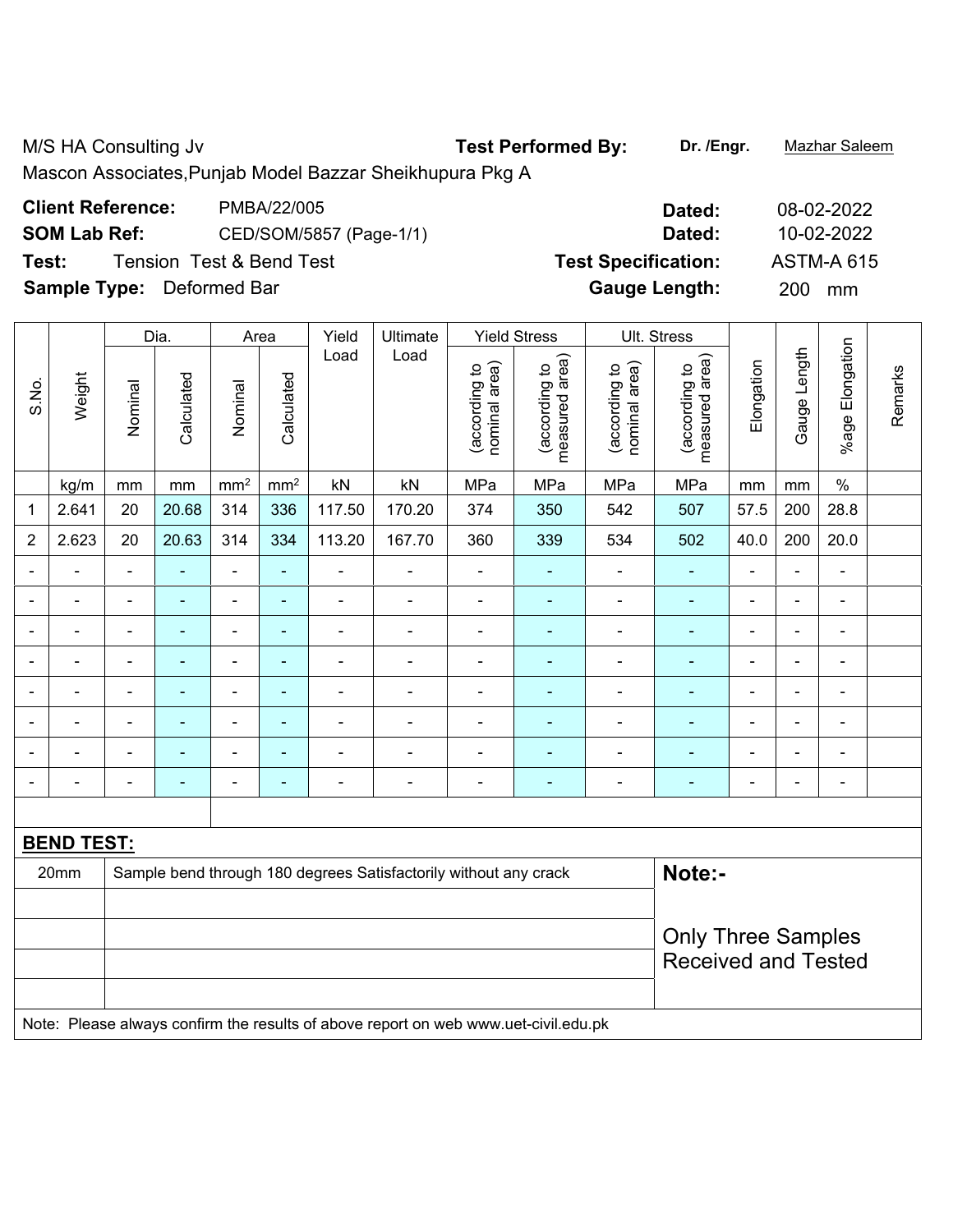M/S HA Consulting Jv

Mascon Associates,Punjab Model Bazzar Sheikhupura Pkg A

**Test Performed By:** **Dr. /Engr.** Mazhar Saleem

**Client Reference:** PMBA/22/005 **Dated:** 08-02-2022

**SOM Lab Ref:** CED/SOM/5857 (Page-1/1) **Dated:** 10-02-2022

**Test:** Tension Test & Bend Test **Test Specification:** ASTM-A 615

**Sample Type:** Deformed Bar **Gauge Length:** 200 mm

| S.No. | Weight | Dia. | | Area | | Yield Load | Ultimate Load | Yield Stress | | Ult. Stress | | Elongation | Gauge Length | %age Elongation | Remarks |
|---|---|---|---|---|---|---|---|---|---|---|---|---|---|---|---|
| | | Nominal | Calculated | Nominal | Calculated | | | (according to nominal area) | (according to measured area) | (according to nominal area) | (according to measured area) | | | | |
| | kg/m | mm | mm | mm² | mm² | kN | kN | MPa | MPa | MPa | MPa | mm | mm | % | |
| 1 | 2.641 | 20 | 20.68 | 314 | 336 | 117.50 | 170.20 | 374 | 350 | 542 | 507 | 57.5 | 200 | 28.8 | |
| 2 | 2.623 | 20 | 20.63 | 314 | 334 | 113.20 | 167.70 | 360 | 339 | 534 | 502 | 40.0 | 200 | 20.0 | |
| - | - | - | - | - | - | - | - | - | - | - | - | - | - | - | |
| - | - | - | - | - | - | - | - | - | - | - | - | - | - | - | |
| - | - | - | - | - | - | - | - | - | - | - | - | - | - | - | |
| - | - | - | - | - | - | - | - | - | - | - | - | - | - | - | |
| - | - | - | - | - | - | - | - | - | - | - | - | - | - | - | |
| - | - | - | - | - | - | - | - | - | - | - | - | - | - | - | |
| - | - | - | - | - | - | - | - | - | - | - | - | - | - | - | |
| - | - | - | - | - | - | - | - | - | - | - | - | - | - | - | |

**BEND TEST:**

| 20mm | Sample bend through 180 degrees Satisfactorily without any crack |
|---|---|

**Note:-**

Only Three Samples Received and Tested

Note: Please always confirm the results of above report on web www.uet-civil.edu.pk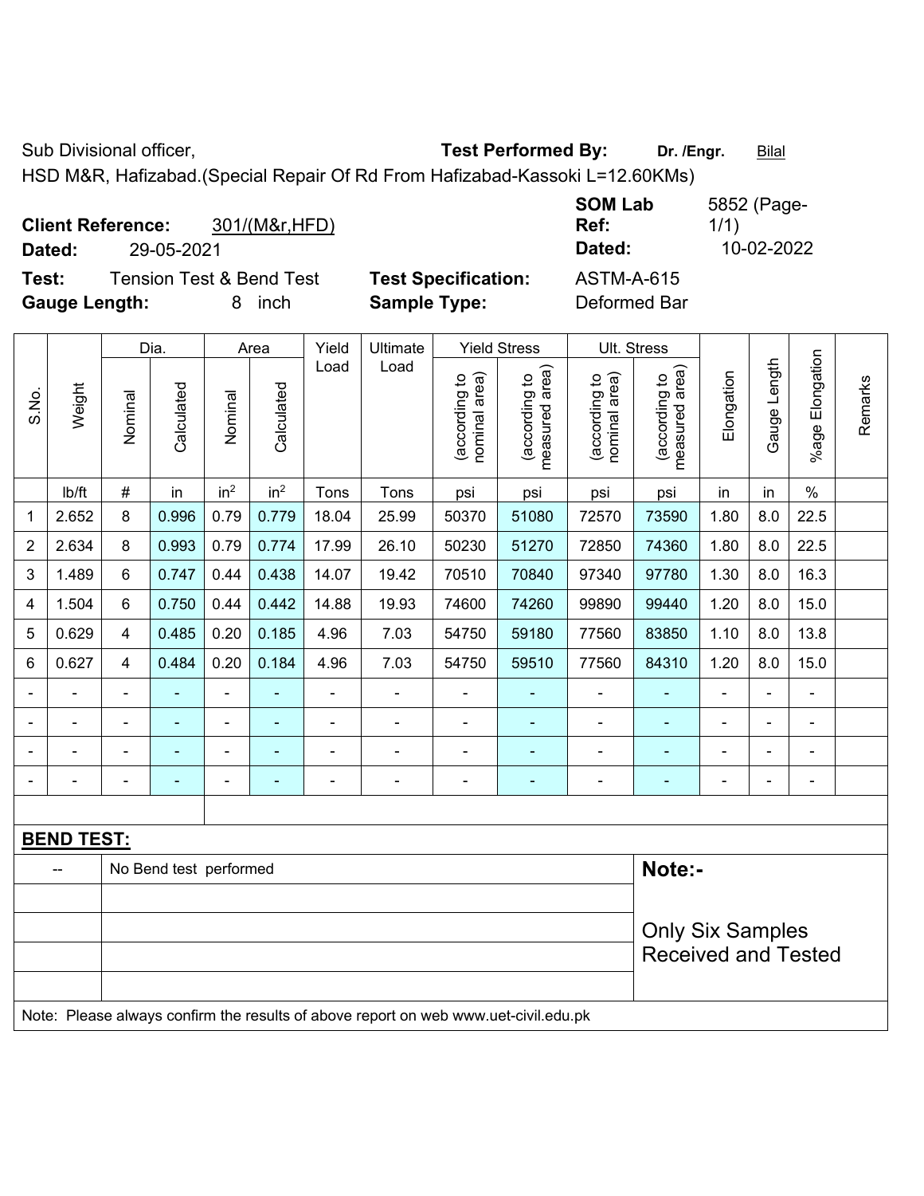Sub Divisional officer, **Test Performed By:** **Dr. /Engr.** Bilal

HSD M&R, Hafizabad.(Special Repair Of Rd From Hafizabad-Kassoki L=12.60KMs)

**Client Reference:** 301/(M&r,HFD) **SOM Lab Ref:** 5852 (Page-1/1)

**Dated:** 29-05-2021 **Dated:** 10-02-2022

**Test:** Tension Test & Bend Test **Test Specification:** ASTM-A-615

**Gauge Length:** 8 inch **Sample Type:** Deformed Bar

| S.No. | Weight | Dia. | | Area | | Yield Load | Ultimate Load | Yield Stress | | Ult. Stress | | Elongation | Gauge Length | %age Elongation | Remarks |
|---|---|---|---|---|---|---|---|---|---|---|---|---|---|---|---|
| | | Nominal | Calculated | Nominal | Calculated | | | (according to nominal area) | (according to measured area) | (according to nominal area) | (according to measured area) | | | | |
| | lb/ft | # | in | $in^2$ | $in^2$ | Tons | Tons | psi | psi | psi | psi | in | in | % | |
| 1 | 2.652 | 8 | 0.996 | 0.79 | 0.779 | 18.04 | 25.99 | 50370 | 51080 | 72570 | 73590 | 1.80 | 8.0 | 22.5 | |
| 2 | 2.634 | 8 | 0.993 | 0.79 | 0.774 | 17.99 | 26.10 | 50230 | 51270 | 72850 | 74360 | 1.80 | 8.0 | 22.5 | |
| 3 | 1.489 | 6 | 0.747 | 0.44 | 0.438 | 14.07 | 19.42 | 70510 | 70840 | 97340 | 97780 | 1.30 | 8.0 | 16.3 | |
| 4 | 1.504 | 6 | 0.750 | 0.44 | 0.442 | 14.88 | 19.93 | 74600 | 74260 | 99890 | 99440 | 1.20 | 8.0 | 15.0 | |
| 5 | 0.629 | 4 | 0.485 | 0.20 | 0.185 | 4.96 | 7.03 | 54750 | 59180 | 77560 | 83850 | 1.10 | 8.0 | 13.8 | |
| 6 | 0.627 | 4 | 0.484 | 0.20 | 0.184 | 4.96 | 7.03 | 54750 | 59510 | 77560 | 84310 | 1.20 | 8.0 | 15.0 | |
| - | - | - | - | - | - | - | - | - | - | - | - | - | - | - | |
| - | - | - | - | - | - | - | - | - | - | - | - | - | - | - | |
| - | - | - | - | - | - | - | - | - | - | - | - | - | - | - | |
| - | - | - | - | - | - | - | - | - | - | - | - | - | - | - | |

**BEND TEST:**

| | | |
|---|---|---|
| -- | No Bend test performed | **Note:-** |
| | | Only Six Samples Received and Tested |

Note: Please always confirm the results of above report on web www.uet-civil.edu.pk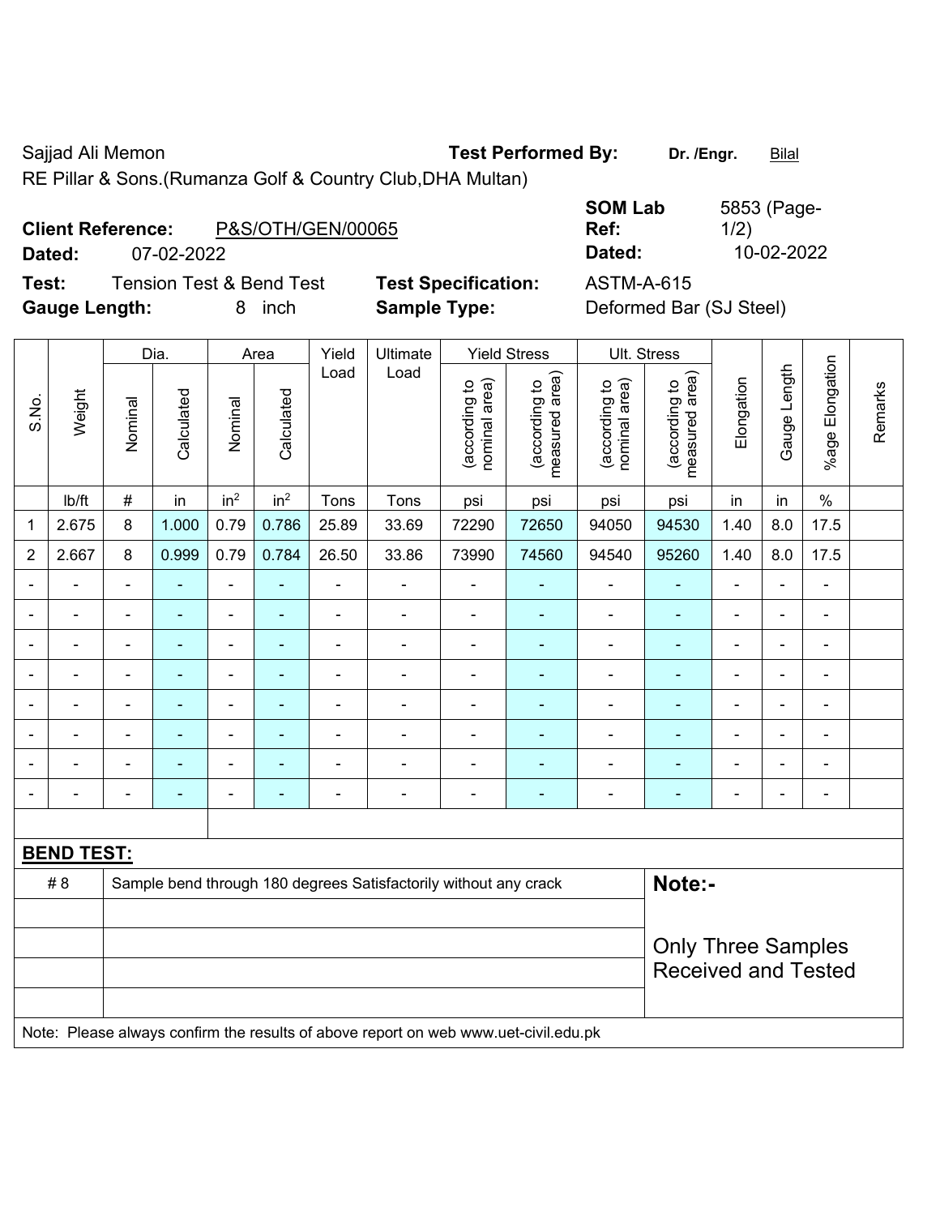Sajjad Ali Memon **Test Performed By:** **Dr. /Engr.** Bilal

RE Pillar & Sons.(Rumanza Golf & Country Club,DHA Multan)

**Client Reference:** P&S/OTH/GEN/00065 **SOM Lab Ref:** 5853 (Page-1/2)

**Dated:** 07-02-2022 **Dated:** 10-02-2022

**Test:** Tension Test & Bend Test **Test Specification:** ASTM-A-615

**Gauge Length:** 8 inch **Sample Type:** Deformed Bar (SJ Steel)

| S.No. | Weight | Dia. | | Area | | Yield Load | Ultimate Load | Yield Stress | | Ult. Stress | | Elongation | Gauge Length | %age Elongation | Remarks |
|---|---|---|---|---|---|---|---|---|---|---|---|---|---|---|---|
| | | Nominal | Calculated | Nominal | Calculated | | | (according to nominal area) | (according to measured area) | (according to nominal area) | (according to measured area) | | | | |
| | lb/ft | # | in | $in^2$ | $in^2$ | Tons | Tons | psi | psi | psi | psi | in | in | % | |
| 1 | 2.675 | 8 | 1.000 | 0.79 | 0.786 | 25.89 | 33.69 | 72290 | 72650 | 94050 | 94530 | 1.40 | 8.0 | 17.5 | |
| 2 | 2.667 | 8 | 0.999 | 0.79 | 0.784 | 26.50 | 33.86 | 73990 | 74560 | 94540 | 95260 | 1.40 | 8.0 | 17.5 | |
| - | - | - | - | - | - | - | - | - | - | - | - | - | - | - | |
| - | - | - | - | - | - | - | - | - | - | - | - | - | - | - | |
| - | - | - | - | - | - | - | - | - | - | - | - | - | - | - | |
| - | - | - | - | - | - | - | - | - | - | - | - | - | - | - | |
| - | - | - | - | - | - | - | - | - | - | - | - | - | - | - | |
| - | - | - | - | - | - | - | - | - | - | - | - | - | - | - | |
| - | - | - | - | - | - | - | - | - | - | - | - | - | - | - | |
| - | - | - | - | - | - | - | - | - | - | - | - | - | - | - | |

**BEND TEST:**

| | | |
|---|---|---|
| # 8 | Sample bend through 180 degrees Satisfactorily without any crack | **Note:-** Only Three Samples Received and Tested |

Note: Please always confirm the results of above report on web www.uet-civil.edu.pk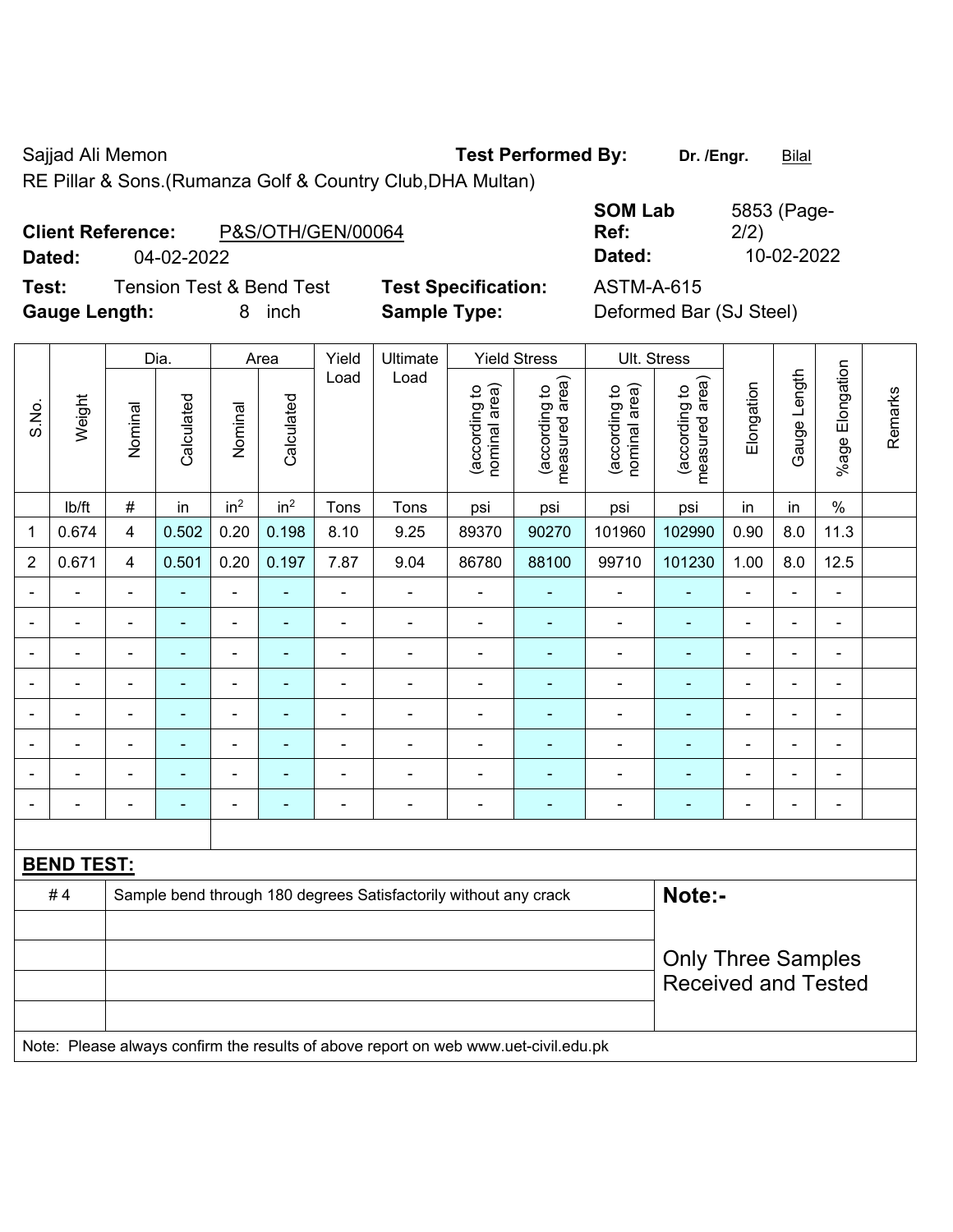Sajjad Ali Memon

RE Pillar & Sons.(Rumanza Golf & Country Club,DHA Multan)

**Test Performed By:** **Dr. /Engr.** Bilal

**Client Reference:** P&S/OTH/GEN/00064

**Dated:** 04-02-2022

**SOM Lab Ref:** 5853 (Page-2/2)

**Dated:** 10-02-2022

**Test:** Tension Test & Bend Test

**Test Specification:** ASTM-A-615

**Gauge Length:** 8 inch

**Sample Type:** Deformed Bar (SJ Steel)

| S.No. | Weight | Dia. | | Area | | Yield Load | Ultimate Load | Yield Stress | | Ult. Stress | | Elongation | Gauge Length | %age Elongation | Remarks |
|---|---|---|---|---|---|---|---|---|---|---|---|---|---|---|---|
| | | Nominal | Calculated | Nominal | Calculated | | | (according to nominal area) | (according to measured area) | (according to nominal area) | (according to measured area) | | | | |
| | lb/ft | # | in | in$^2$ | in$^2$ | Tons | Tons | psi | psi | psi | psi | in | in | % | |
| 1 | 0.674 | 4 | 0.502 | 0.20 | 0.198 | 8.10 | 9.25 | 89370 | 90270 | 101960 | 102990 | 0.90 | 8.0 | 11.3 | |
| 2 | 0.671 | 4 | 0.501 | 0.20 | 0.197 | 7.87 | 9.04 | 86780 | 88100 | 99710 | 101230 | 1.00 | 8.0 | 12.5 | |
| - | - | - | - | - | - | - | - | - | - | - | - | - | - | - | |
| - | - | - | - | - | - | - | - | - | - | - | - | - | - | - | |
| - | - | - | - | - | - | - | - | - | - | - | - | - | - | - | |
| - | - | - | - | - | - | - | - | - | - | - | - | - | - | - | |
| - | - | - | - | - | - | - | - | - | - | - | - | - | - | - | |
| - | - | - | - | - | - | - | - | - | - | - | - | - | - | - | |
| - | - | - | - | - | - | - | - | - | - | - | - | - | - | - | |
| - | - | - | - | - | - | - | - | - | - | - | - | - | - | - | |

**BEND TEST:**

| | | |
|---|---|---|
| # 4 | Sample bend through 180 degrees Satisfactorily without any crack | **Note:-** |
| | | Only Three Samples Received and Tested |
| | | |
| | | |
| | | |

Note: Please always confirm the results of above report on web www.uet-civil.edu.pk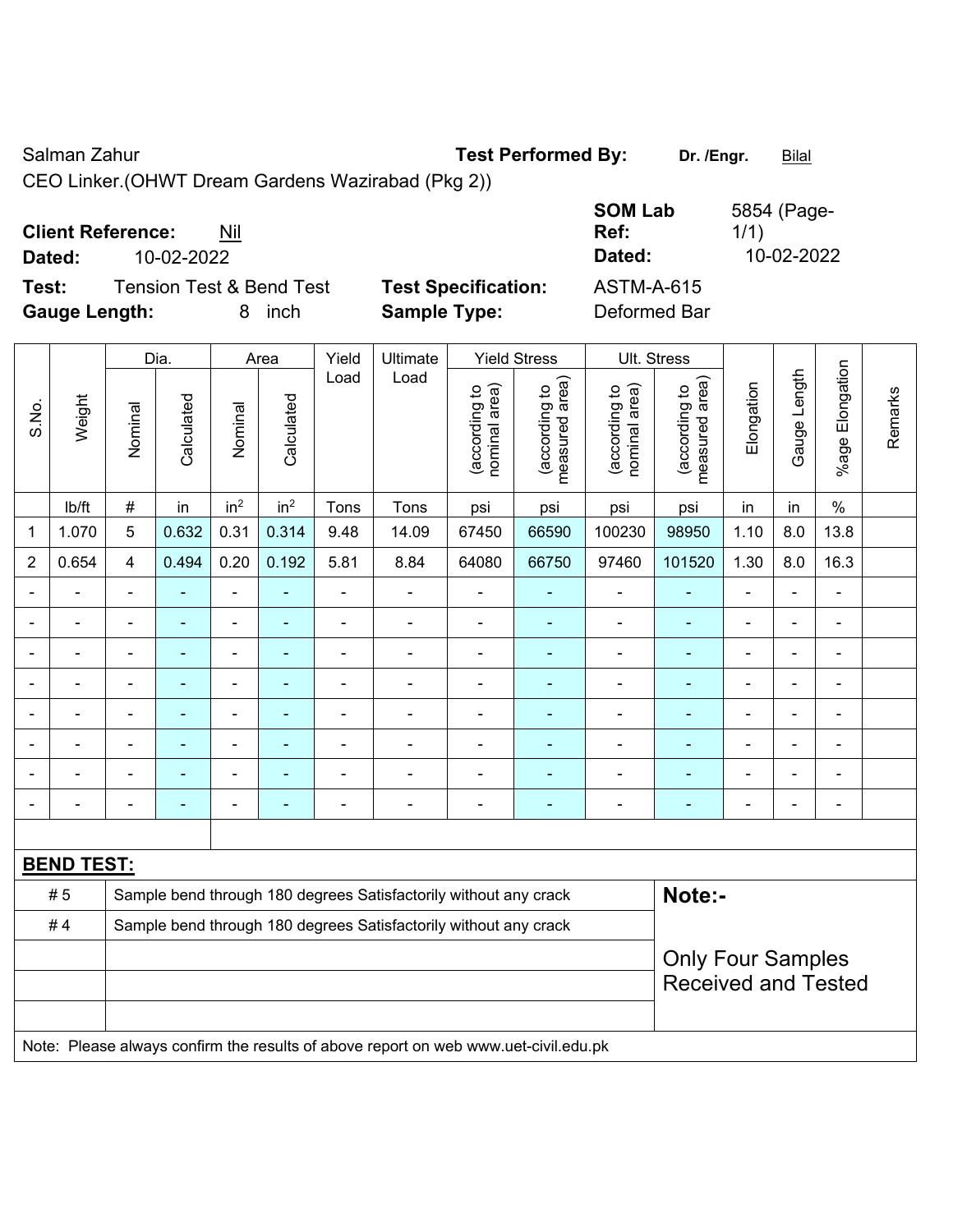Salman Zahur

CEO Linker.(OHWT Dream Gardens Wazirabad (Pkg 2))

**Test Performed By:** **Dr. /Engr.** Bilal

**Client Reference:** Nil

**Dated:** 10-02-2022

**SOM Lab Ref:** 5854 (Page-1/1)

**Dated:** 10-02-2022

**Test:** Tension Test & Bend Test

**Gauge Length:** 8 inch

**Test Specification:** ASTM-A-615

**Sample Type:** Deformed Bar

| S.No. | Weight | Dia. | | Area | | Yield Load | Ultimate Load | Yield Stress | | Ult. Stress | | Elongation | Gauge Length | %age Elongation | Remarks |
|---|---|---|---|---|---|---|---|---|---|---|---|---|---|---|---|
| | | Nominal | Calculated | Nominal | Calculated | | | (according to nominal area) | (according to measured area) | (according to nominal area) | (according to measured area) | | | | |
| | lb/ft | # | in | in² | in² | Tons | Tons | psi | psi | psi | psi | in | in | % | |
| 1 | 1.070 | 5 | 0.632 | 0.31 | 0.314 | 9.48 | 14.09 | 67450 | 66590 | 100230 | 98950 | 1.10 | 8.0 | 13.8 | |
| 2 | 0.654 | 4 | 0.494 | 0.20 | 0.192 | 5.81 | 8.84 | 64080 | 66750 | 97460 | 101520 | 1.30 | 8.0 | 16.3 | |
| - | - | - | - | - | - | - | - | - | - | - | - | - | - | - | |
| - | - | - | - | - | - | - | - | - | - | - | - | - | - | - | |
| - | - | - | - | - | - | - | - | - | - | - | - | - | - | - | |
| - | - | - | - | - | - | - | - | - | - | - | - | - | - | - | |
| - | - | - | - | - | - | - | - | - | - | - | - | - | - | - | |
| - | - | - | - | - | - | - | - | - | - | - | - | - | - | - | |
| - | - | - | - | - | - | - | - | - | - | - | - | - | - | - | |
| - | - | - | - | - | - | - | - | - | - | - | - | - | - | - | |

**BEND TEST:**

| | | |
|---|---|---|
| # 5 | Sample bend through 180 degrees Satisfactorily without any crack | **Note:-** |
| # 4 | Sample bend through 180 degrees Satisfactorily without any crack | Only Four Samples Received and Tested |

Note: Please always confirm the results of above report on web www.uet-civil.edu.pk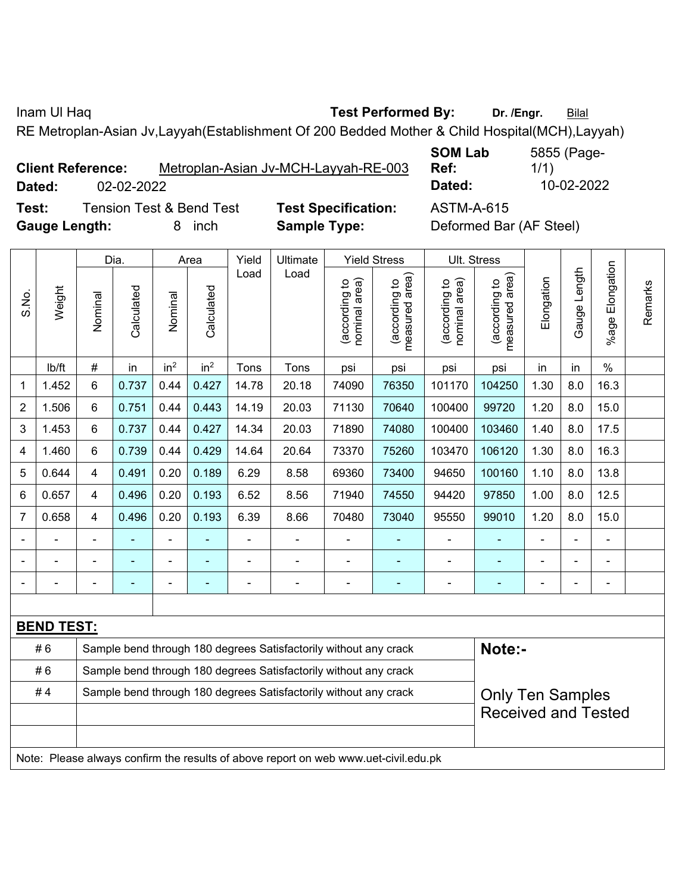Inam Ul Haq **Test Performed By:** **Dr. /Engr.** Bilal

RE Metroplan-Asian Jv,Layyah(Establishment Of 200 Bedded Mother & Child Hospital(MCH),Layyah)

**Client Reference:** Metroplan-Asian Jv-MCH-Layyah-RE-003 **SOM Lab Ref:** 5855 (Page-1/1)

**Dated:** 02-02-2022 **Dated:** 10-02-2022

**Test:** Tension Test & Bend Test **Test Specification:** ASTM-A-615

**Gauge Length:** 8 inch **Sample Type:** Deformed Bar (AF Steel)

| S.No. | Weight | Dia. | | Area | | Yield Load | Ultimate Load | Yield Stress | | Ult. Stress | | Elongation | Gauge Length | %age Elongation | Remarks |
|---|---|---|---|---|---|---|---|---|---|---|---|---|---|---|---|
| | | Nominal | Calculated | Nominal | Calculated | | | (according to nominal area) | (according to measured area) | (according to nominal area) | (according to measured area) | | | | |
| | lb/ft | # | in | $in^2$ | $in^2$ | Tons | Tons | psi | psi | psi | psi | in | in | % | |
| 1 | 1.452 | 6 | 0.737 | 0.44 | 0.427 | 14.78 | 20.18 | 74090 | 76350 | 101170 | 104250 | 1.30 | 8.0 | 16.3 | |
| 2 | 1.506 | 6 | 0.751 | 0.44 | 0.443 | 14.19 | 20.03 | 71130 | 70640 | 100400 | 99720 | 1.20 | 8.0 | 15.0 | |
| 3 | 1.453 | 6 | 0.737 | 0.44 | 0.427 | 14.34 | 20.03 | 71890 | 74080 | 100400 | 103460 | 1.40 | 8.0 | 17.5 | |
| 4 | 1.460 | 6 | 0.739 | 0.44 | 0.429 | 14.64 | 20.64 | 73370 | 75260 | 103470 | 106120 | 1.30 | 8.0 | 16.3 | |
| 5 | 0.644 | 4 | 0.491 | 0.20 | 0.189 | 6.29 | 8.58 | 69360 | 73400 | 94650 | 100160 | 1.10 | 8.0 | 13.8 | |
| 6 | 0.657 | 4 | 0.496 | 0.20 | 0.193 | 6.52 | 8.56 | 71940 | 74550 | 94420 | 97850 | 1.00 | 8.0 | 12.5 | |
| 7 | 0.658 | 4 | 0.496 | 0.20 | 0.193 | 6.39 | 8.66 | 70480 | 73040 | 95550 | 99010 | 1.20 | 8.0 | 15.0 | |
| - | - | - | - | - | - | - | - | - | - | - | - | - | - | - | |
| - | - | - | - | - | - | - | - | - | - | - | - | - | - | - | |
| - | - | - | - | - | - | - | - | - | - | - | - | - | - | - | |

**BEND TEST:**

| | | |
|---|---|---|
| # 6 | Sample bend through 180 degrees Satisfactorily without any crack | **Note:-** |
| # 6 | Sample bend through 180 degrees Satisfactorily without any crack | |
| # 4 | Sample bend through 180 degrees Satisfactorily without any crack | Only Ten Samples Received and Tested |
| | | |
| | | |

Note: Please always confirm the results of above report on web www.uet-civil.edu.pk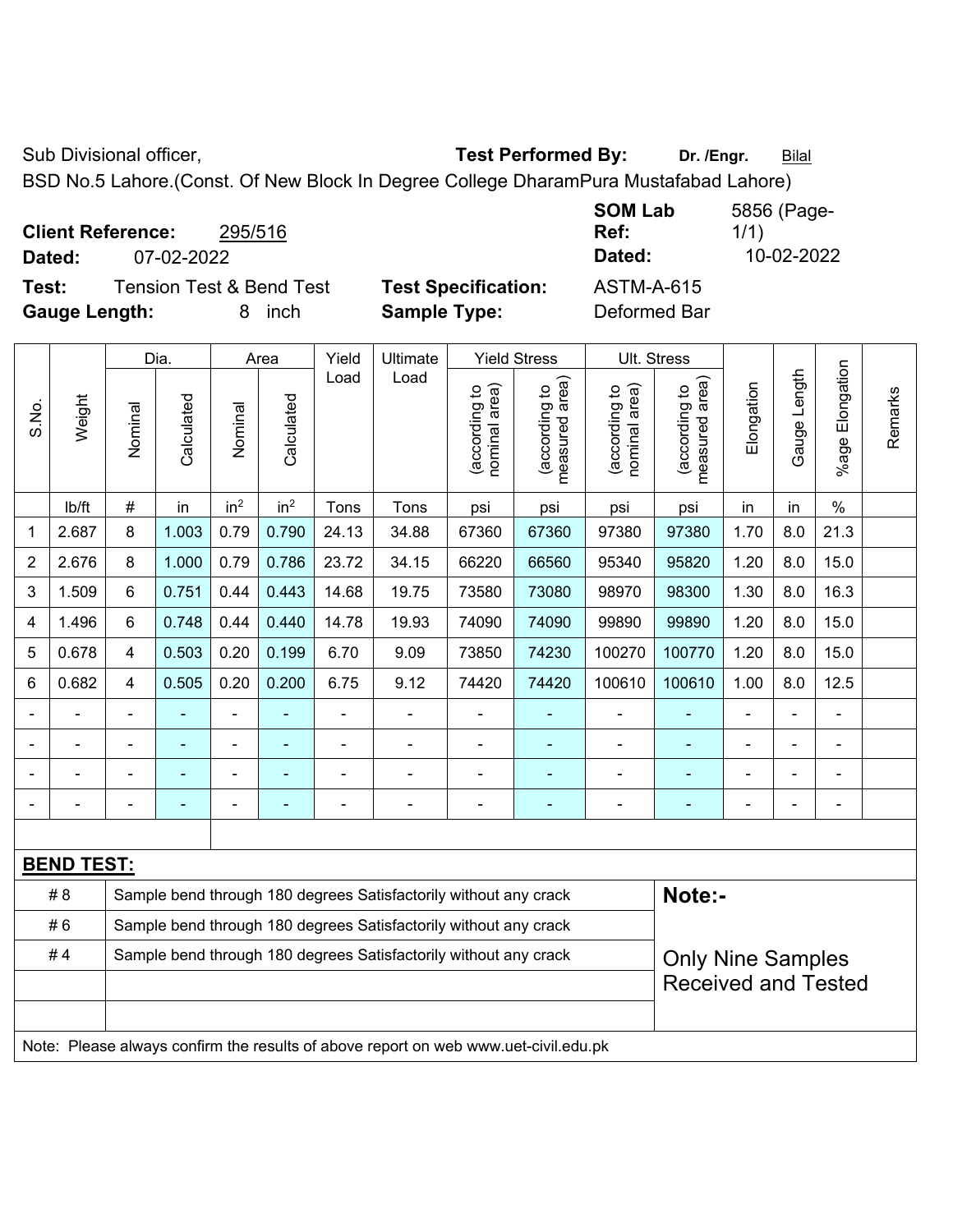Sub Divisional officer, **Test Performed By:** **Dr. /Engr.** Bilal

BSD No.5 Lahore.(Const. Of New Block In Degree College DharamPura Mustafabad Lahore)

**Client Reference:** 295/516 **SOM Lab Ref:** 5856 (Page-1/1)

**Dated:** 07-02-2022 **Dated:** 10-02-2022

**Test:** Tension Test & Bend Test **Test Specification:** ASTM-A-615

**Gauge Length:** 8 inch **Sample Type:** Deformed Bar

| S.No. | Weight | Dia. | | Area | | Yield Load | Ultimate Load | Yield Stress | | Ult. Stress | | Elongation | Gauge Length | %age Elongation | Remarks |
|---|---|---|---|---|---|---|---|---|---|---|---|---|---|---|---|
| | | Nominal | Calculated | Nominal | Calculated | | | (according to nominal area) | (according to measured area) | (according to nominal area) | (according to measured area) | | | | |
| | lb/ft | # | in | $in^2$ | $in^2$ | Tons | Tons | psi | psi | psi | psi | in | in | % | |
| 1 | 2.687 | 8 | 1.003 | 0.79 | 0.790 | 24.13 | 34.88 | 67360 | 67360 | 97380 | 97380 | 1.70 | 8.0 | 21.3 | |
| 2 | 2.676 | 8 | 1.000 | 0.79 | 0.786 | 23.72 | 34.15 | 66220 | 66560 | 95340 | 95820 | 1.20 | 8.0 | 15.0 | |
| 3 | 1.509 | 6 | 0.751 | 0.44 | 0.443 | 14.68 | 19.75 | 73580 | 73080 | 98970 | 98300 | 1.30 | 8.0 | 16.3 | |
| 4 | 1.496 | 6 | 0.748 | 0.44 | 0.440 | 14.78 | 19.93 | 74090 | 74090 | 99890 | 99890 | 1.20 | 8.0 | 15.0 | |
| 5 | 0.678 | 4 | 0.503 | 0.20 | 0.199 | 6.70 | 9.09 | 73850 | 74230 | 100270 | 100770 | 1.20 | 8.0 | 15.0 | |
| 6 | 0.682 | 4 | 0.505 | 0.20 | 0.200 | 6.75 | 9.12 | 74420 | 74420 | 100610 | 100610 | 1.00 | 8.0 | 12.5 | |
| - | - | - | - | - | - | - | - | - | - | - | - | - | - | - | |
| - | - | - | - | - | - | - | - | - | - | - | - | - | - | - | |
| - | - | - | - | - | - | - | - | - | - | - | - | - | - | - | |
| - | - | - | - | - | - | - | - | - | - | - | - | - | - | - | |

**BEND TEST:**

| | | |
|---|---|---|
| # 8 | Sample bend through 180 degrees Satisfactorily without any crack | **Note:-** |
| # 6 | Sample bend through 180 degrees Satisfactorily without any crack | |
| # 4 | Sample bend through 180 degrees Satisfactorily without any crack | Only Nine Samples Received and Tested |

Note: Please always confirm the results of above report on web www.uet-civil.edu.pk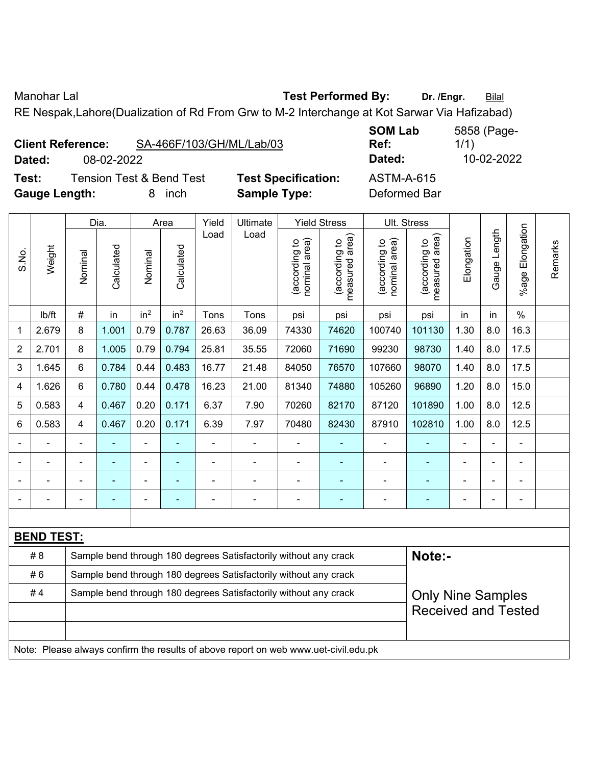Manohar Lal **Test Performed By:** **Dr. /Engr.** Bilal

RE Nespak,Lahore(Dualization of Rd From Grw to M-2 Interchange at Kot Sarwar Via Hafizabad)

**Client Reference:** SA-466F/103/GH/ML/Lab/03 **SOM Lab Ref:** 5858 (Page-1/1)

**Dated:** 08-02-2022 **Dated:** 10-02-2022

**Test:** Tension Test & Bend Test **Test Specification:** ASTM-A-615

**Gauge Length:** 8 inch **Sample Type:** Deformed Bar

| S.No. | Weight | Dia. | | Area | | Yield Load | Ultimate Load | Yield Stress | | Ult. Stress | | Elongation | Gauge Length | %age Elongation | Remarks |
|---|---|---|---|---|---|---|---|---|---|---|---|---|---|---|---|
| | | Nominal | Calculated | Nominal | Calculated | | | (according to nominal area) | (according to measured area) | (according to nominal area) | (according to measured area) | | | | |
| | lb/ft | # | in | $in^2$ | $in^2$ | Tons | Tons | psi | psi | psi | psi | in | in | % | |
| 1 | 2.679 | 8 | 1.001 | 0.79 | 0.787 | 26.63 | 36.09 | 74330 | 74620 | 100740 | 101130 | 1.30 | 8.0 | 16.3 | |
| 2 | 2.701 | 8 | 1.005 | 0.79 | 0.794 | 25.81 | 35.55 | 72060 | 71690 | 99230 | 98730 | 1.40 | 8.0 | 17.5 | |
| 3 | 1.645 | 6 | 0.784 | 0.44 | 0.483 | 16.77 | 21.48 | 84050 | 76570 | 107660 | 98070 | 1.40 | 8.0 | 17.5 | |
| 4 | 1.626 | 6 | 0.780 | 0.44 | 0.478 | 16.23 | 21.00 | 81340 | 74880 | 105260 | 96890 | 1.20 | 8.0 | 15.0 | |
| 5 | 0.583 | 4 | 0.467 | 0.20 | 0.171 | 6.37 | 7.90 | 70260 | 82170 | 87120 | 101890 | 1.00 | 8.0 | 12.5 | |
| 6 | 0.583 | 4 | 0.467 | 0.20 | 0.171 | 6.39 | 7.97 | 70480 | 82430 | 87910 | 102810 | 1.00 | 8.0 | 12.5 | |
| - | - | - | - | - | - | - | - | - | - | - | - | - | - | - | |
| - | - | - | - | - | - | - | - | - | - | - | - | - | - | - | |
| - | - | - | - | - | - | - | - | - | - | - | - | - | - | - | |
| - | - | - | - | - | - | - | - | - | - | - | - | - | - | - | |

**BEND TEST:**

| | | |
|---|---|---|
| # 8 | Sample bend through 180 degrees Satisfactorily without any crack | **Note:-** |
| # 6 | Sample bend through 180 degrees Satisfactorily without any crack | |
| # 4 | Sample bend through 180 degrees Satisfactorily without any crack | Only Nine Samples Received and Tested |

Note: Please always confirm the results of above report on web www.uet-civil.edu.pk